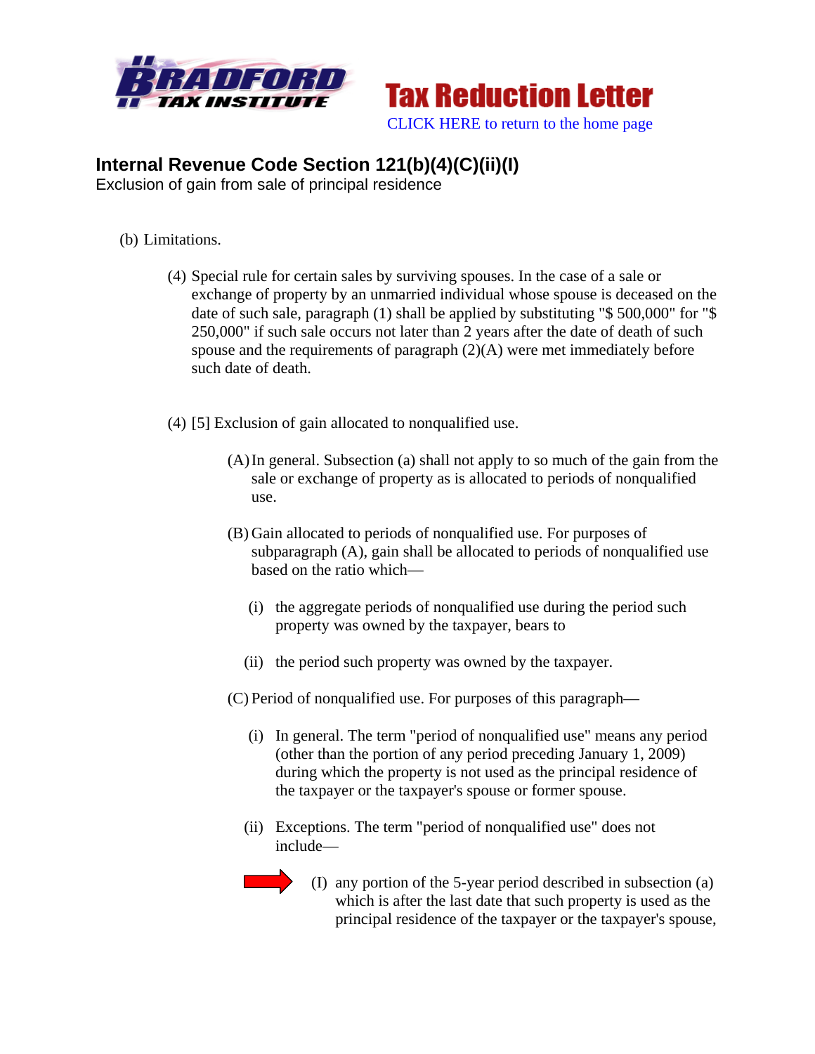**Tax Reduction Letter**

CLICK HERE to return to the home page

## Internal Revenue Code Section 121(b)(4)(C)(ii)(I)

Exclusion of gain from sale of principal residence

(b) Limitations.

(4) Special rule for certain sales by surviving spouses. In the case of a sale or exchange of property by an unmarried individual whose spouse is deceased on the date of such sale, paragraph (1) shall be applied by substituting "$ 500,000" for "$ 250,000" if such sale occurs not later than 2 years after the date of death of such spouse and the requirements of paragraph (2)(A) were met immediately before such date of death.

(4) [5] Exclusion of gain allocated to nonqualified use.

(A) In general. Subsection (a) shall not apply to so much of the gain from the sale or exchange of property as is allocated to periods of nonqualified use.

(B) Gain allocated to periods of nonqualified use. For purposes of subparagraph (A), gain shall be allocated to periods of nonqualified use based on the ratio which—

(i) the aggregate periods of nonqualified use during the period such property was owned by the taxpayer, bears to

(ii) the period such property was owned by the taxpayer.

(C) Period of nonqualified use. For purposes of this paragraph—

(i) In general. The term "period of nonqualified use" means any period (other than the portion of any period preceding January 1, 2009) during which the property is not used as the principal residence of the taxpayer or the taxpayer's spouse or former spouse.

(ii) Exceptions. The term "period of nonqualified use" does not include—

(I) any portion of the 5-year period described in subsection (a) which is after the last date that such property is used as the principal residence of the taxpayer or the taxpayer's spouse,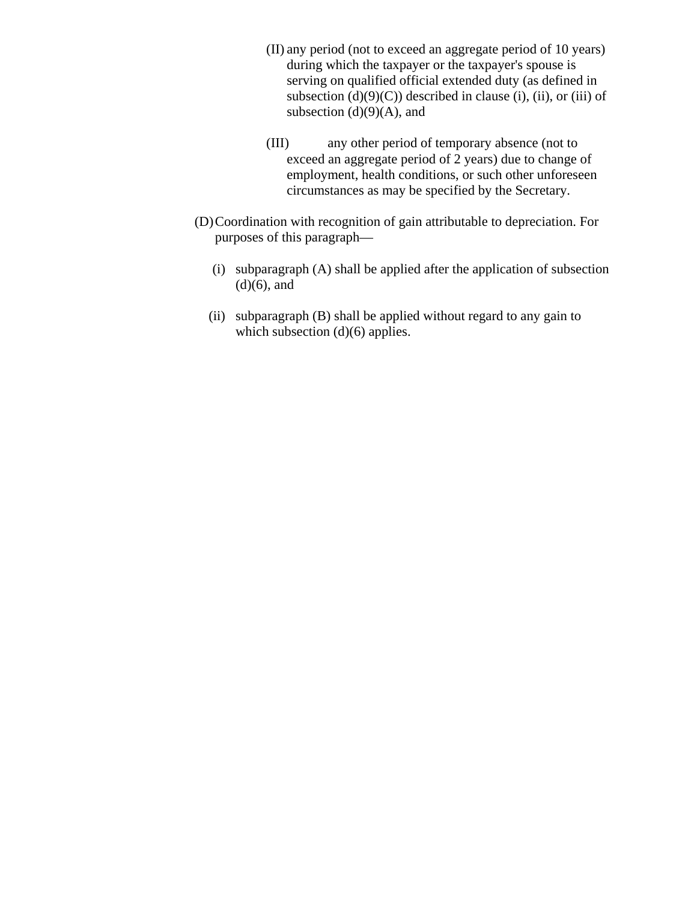(II) any period (not to exceed an aggregate period of 10 years) during which the taxpayer or the taxpayer's spouse is serving on qualified official extended duty (as defined in subsection (d)(9)(C)) described in clause (i), (ii), or (iii) of subsection (d)(9)(A), and

(III) any other period of temporary absence (not to exceed an aggregate period of 2 years) due to change of employment, health conditions, or such other unforeseen circumstances as may be specified by the Secretary.

(D) Coordination with recognition of gain attributable to depreciation. For purposes of this paragraph—

(i) subparagraph (A) shall be applied after the application of subsection (d)(6), and

(ii) subparagraph (B) shall be applied without regard to any gain to which subsection (d)(6) applies.